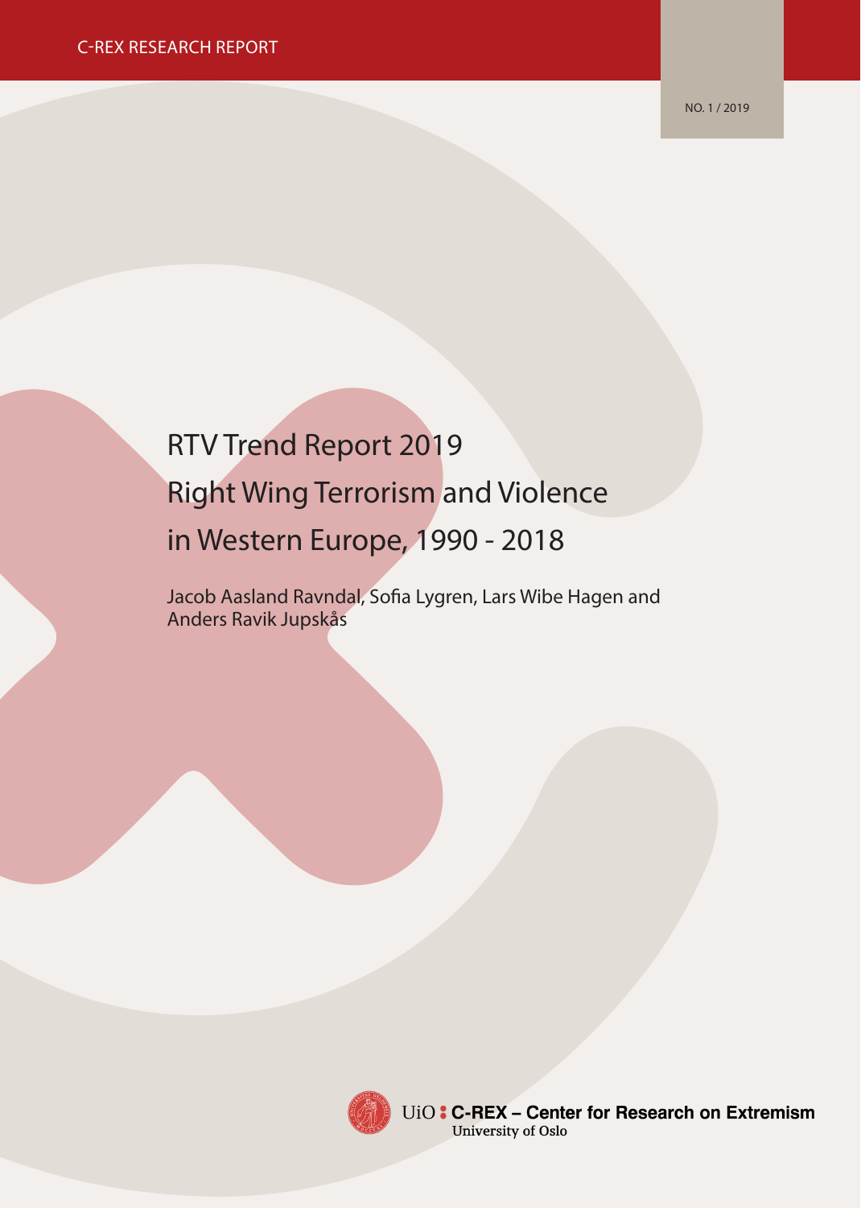C-REX RESEARCH REPORT

NO. 1 / 2019

# RTV Trend Report 2019
# Right Wing Terrorism and Violence in Western Europe, 1990 - 2018

Jacob Aasland Ravndal, Sofia Lygren, Lars Wibe Hagen and Anders Ravik Jupskås

UiO : C-REX – Center for Research on Extremism
University of Oslo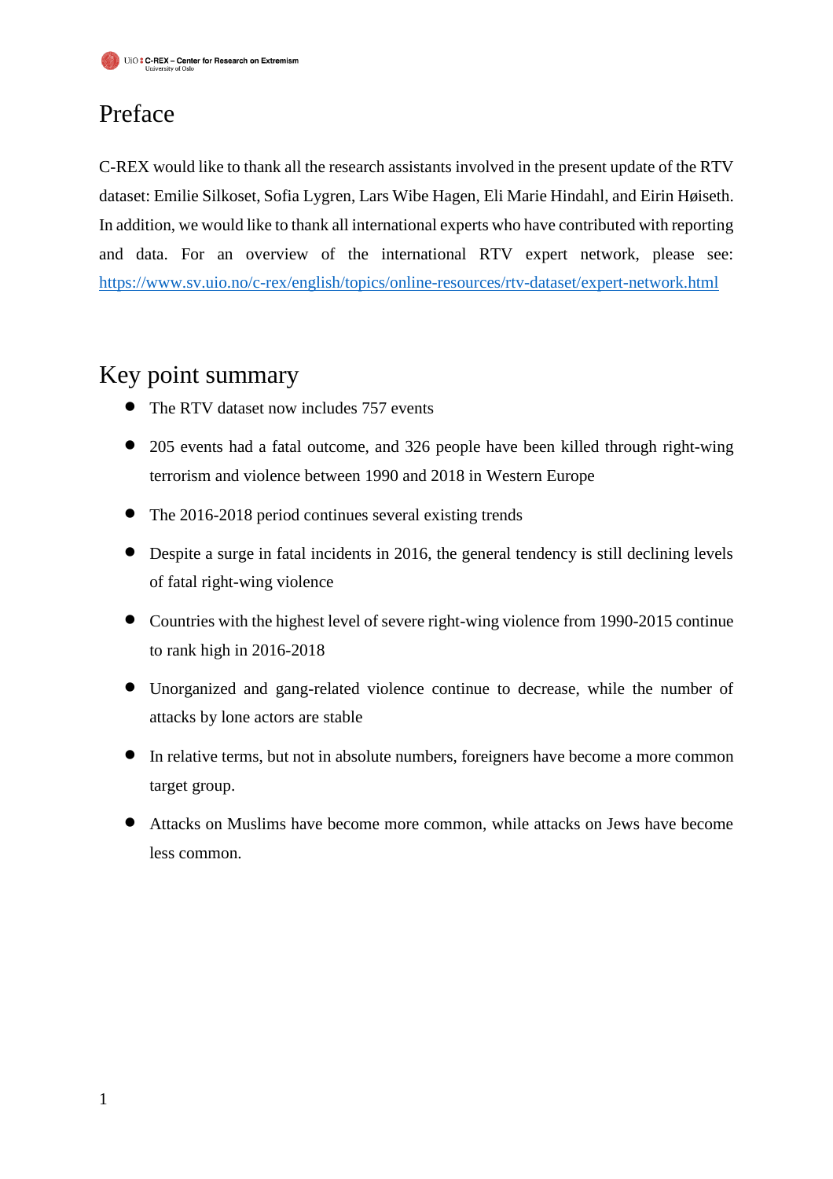# Preface

C-REX would like to thank all the research assistants involved in the present update of the RTV dataset: Emilie Silkoset, Sofia Lygren, Lars Wibe Hagen, Eli Marie Hindahl, and Eirin Høiseth. In addition, we would like to thank all international experts who have contributed with reporting and data. For an overview of the international RTV expert network, please see: https://www.sv.uio.no/c-rex/english/topics/online-resources/rtv-dataset/expert-network.html

# Key point summary

- The RTV dataset now includes 757 events
- 205 events had a fatal outcome, and 326 people have been killed through right-wing terrorism and violence between 1990 and 2018 in Western Europe
- The 2016-2018 period continues several existing trends
- Despite a surge in fatal incidents in 2016, the general tendency is still declining levels of fatal right-wing violence
- Countries with the highest level of severe right-wing violence from 1990-2015 continue to rank high in 2016-2018
- Unorganized and gang-related violence continue to decrease, while the number of attacks by lone actors are stable
- In relative terms, but not in absolute numbers, foreigners have become a more common target group.
- Attacks on Muslims have become more common, while attacks on Jews have become less common.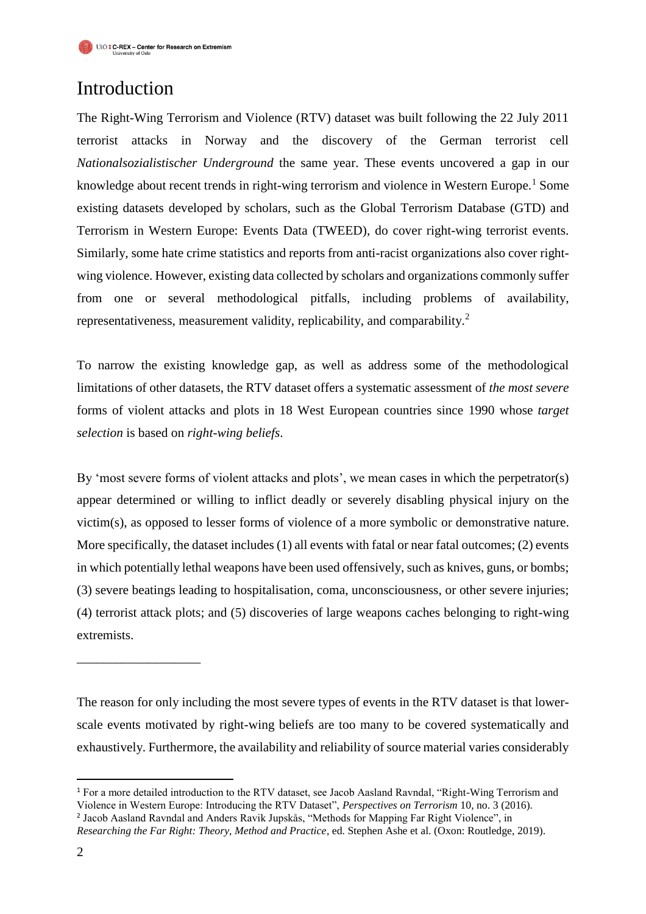# Introduction

The Right-Wing Terrorism and Violence (RTV) dataset was built following the 22 July 2011 terrorist attacks in Norway and the discovery of the German terrorist cell *Nationalsozialistischer Underground* the same year. These events uncovered a gap in our knowledge about recent trends in right-wing terrorism and violence in Western Europe.[1] Some existing datasets developed by scholars, such as the Global Terrorism Database (GTD) and Terrorism in Western Europe: Events Data (TWEED), do cover right-wing terrorist events. Similarly, some hate crime statistics and reports from anti-racist organizations also cover right-wing violence. However, existing data collected by scholars and organizations commonly suffer from one or several methodological pitfalls, including problems of availability, representativeness, measurement validity, replicability, and comparability.[2]

To narrow the existing knowledge gap, as well as address some of the methodological limitations of other datasets, the RTV dataset offers a systematic assessment of *the most severe* forms of violent attacks and plots in 18 West European countries since 1990 whose *target selection* is based on *right-wing beliefs*.

By 'most severe forms of violent attacks and plots', we mean cases in which the perpetrator(s) appear determined or willing to inflict deadly or severely disabling physical injury on the victim(s), as opposed to lesser forms of violence of a more symbolic or demonstrative nature. More specifically, the dataset includes (1) all events with fatal or near fatal outcomes; (2) events in which potentially lethal weapons have been used offensively, such as knives, guns, or bombs; (3) severe beatings leading to hospitalisation, coma, unconsciousness, or other severe injuries; (4) terrorist attack plots; and (5) discoveries of large weapons caches belonging to right-wing extremists.

---

The reason for only including the most severe types of events in the RTV dataset is that lower-scale events motivated by right-wing beliefs are too many to be covered systematically and exhaustively. Furthermore, the availability and reliability of source material varies considerably

[1] For a more detailed introduction to the RTV dataset, see Jacob Aasland Ravndal, "Right-Wing Terrorism and Violence in Western Europe: Introducing the RTV Dataset", *Perspectives on Terrorism* 10, no. 3 (2016).

[2] Jacob Aasland Ravndal and Anders Ravik Jupskås, "Methods for Mapping Far Right Violence", in *Researching the Far Right: Theory, Method and Practice*, ed. Stephen Ashe et al. (Oxon: Routledge, 2019).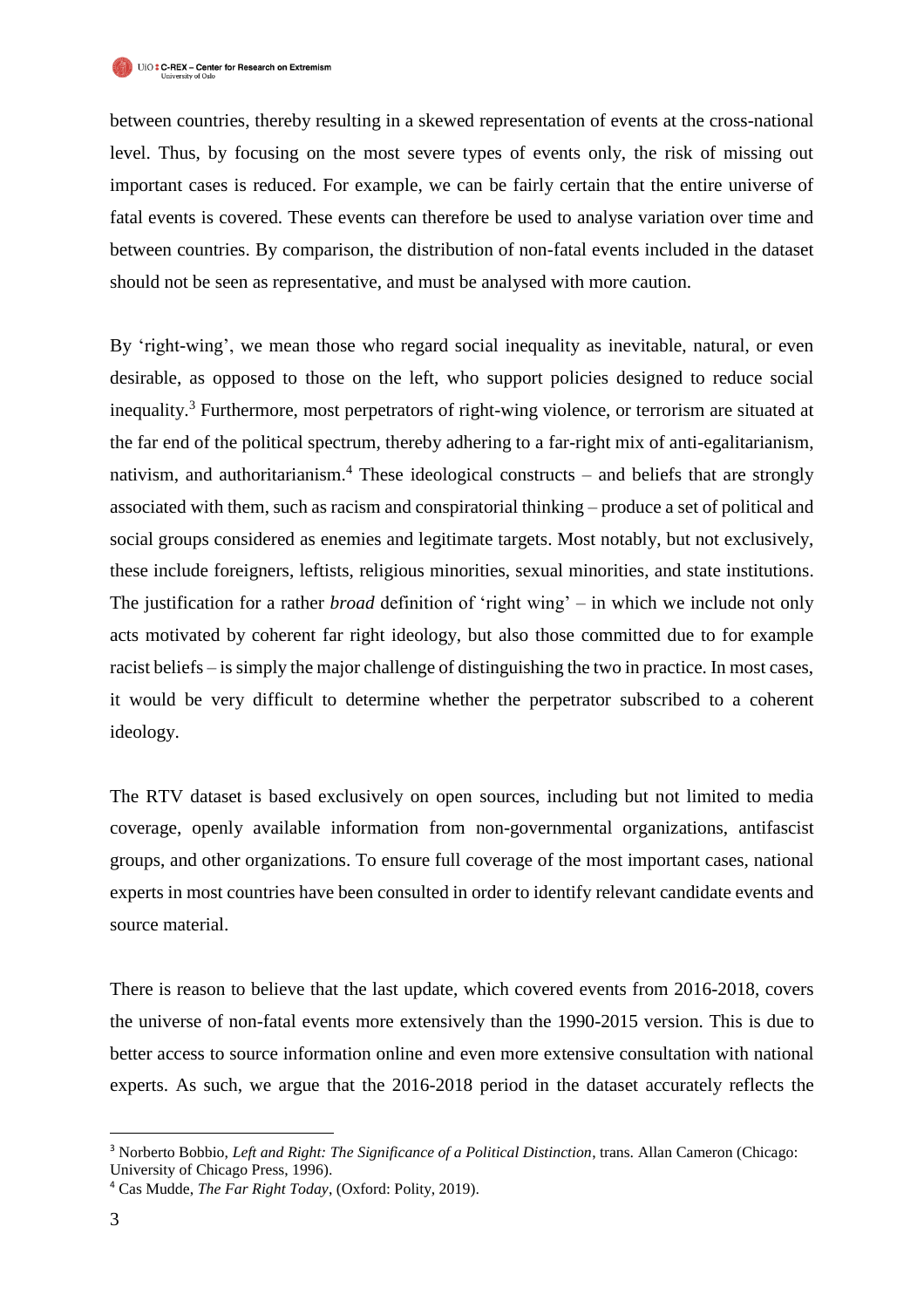between countries, thereby resulting in a skewed representation of events at the cross-national level. Thus, by focusing on the most severe types of events only, the risk of missing out important cases is reduced. For example, we can be fairly certain that the entire universe of fatal events is covered. These events can therefore be used to analyse variation over time and between countries. By comparison, the distribution of non-fatal events included in the dataset should not be seen as representative, and must be analysed with more caution.

By 'right-wing', we mean those who regard social inequality as inevitable, natural, or even desirable, as opposed to those on the left, who support policies designed to reduce social inequality.[3] Furthermore, most perpetrators of right-wing violence, or terrorism are situated at the far end of the political spectrum, thereby adhering to a far-right mix of anti-egalitarianism, nativism, and authoritarianism.[4] These ideological constructs – and beliefs that are strongly associated with them, such as racism and conspiratorial thinking – produce a set of political and social groups considered as enemies and legitimate targets. Most notably, but not exclusively, these include foreigners, leftists, religious minorities, sexual minorities, and state institutions. The justification for a rather *broad* definition of 'right wing' – in which we include not only acts motivated by coherent far right ideology, but also those committed due to for example racist beliefs – is simply the major challenge of distinguishing the two in practice. In most cases, it would be very difficult to determine whether the perpetrator subscribed to a coherent ideology.

The RTV dataset is based exclusively on open sources, including but not limited to media coverage, openly available information from non-governmental organizations, antifascist groups, and other organizations. To ensure full coverage of the most important cases, national experts in most countries have been consulted in order to identify relevant candidate events and source material.

There is reason to believe that the last update, which covered events from 2016-2018, covers the universe of non-fatal events more extensively than the 1990-2015 version. This is due to better access to source information online and even more extensive consultation with national experts. As such, we argue that the 2016-2018 period in the dataset accurately reflects the

---

[3] Norberto Bobbio, *Left and Right: The Significance of a Political Distinction*, trans. Allan Cameron (Chicago: University of Chicago Press, 1996).

[4] Cas Mudde, *The Far Right Today*, (Oxford: Polity, 2019).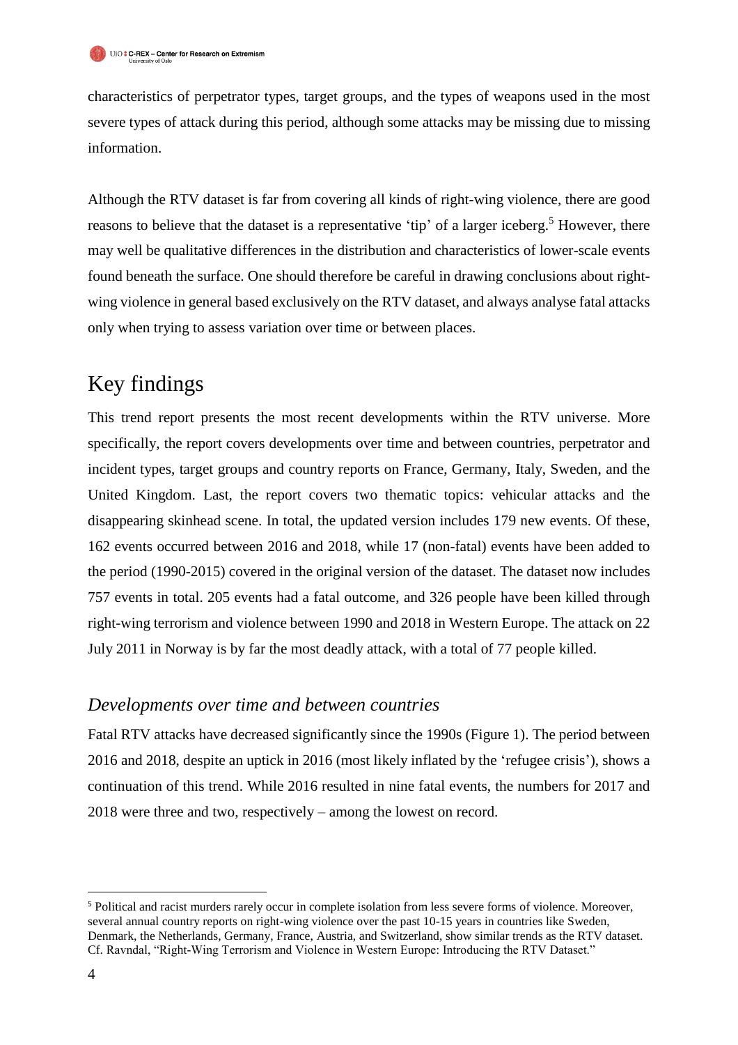characteristics of perpetrator types, target groups, and the types of weapons used in the most severe types of attack during this period, although some attacks may be missing due to missing information.

Although the RTV dataset is far from covering all kinds of right-wing violence, there are good reasons to believe that the dataset is a representative 'tip' of a larger iceberg.[5] However, there may well be qualitative differences in the distribution and characteristics of lower-scale events found beneath the surface. One should therefore be careful in drawing conclusions about right-wing violence in general based exclusively on the RTV dataset, and always analyse fatal attacks only when trying to assess variation over time or between places.

# Key findings

This trend report presents the most recent developments within the RTV universe. More specifically, the report covers developments over time and between countries, perpetrator and incident types, target groups and country reports on France, Germany, Italy, Sweden, and the United Kingdom. Last, the report covers two thematic topics: vehicular attacks and the disappearing skinhead scene. In total, the updated version includes 179 new events. Of these, 162 events occurred between 2016 and 2018, while 17 (non-fatal) events have been added to the period (1990-2015) covered in the original version of the dataset. The dataset now includes 757 events in total. 205 events had a fatal outcome, and 326 people have been killed through right-wing terrorism and violence between 1990 and 2018 in Western Europe. The attack on 22 July 2011 in Norway is by far the most deadly attack, with a total of 77 people killed.

## *Developments over time and between countries*

Fatal RTV attacks have decreased significantly since the 1990s (Figure 1). The period between 2016 and 2018, despite an uptick in 2016 (most likely inflated by the 'refugee crisis'), shows a continuation of this trend. While 2016 resulted in nine fatal events, the numbers for 2017 and 2018 were three and two, respectively – among the lowest on record.

---

[5] Political and racist murders rarely occur in complete isolation from less severe forms of violence. Moreover, several annual country reports on right-wing violence over the past 10-15 years in countries like Sweden, Denmark, the Netherlands, Germany, France, Austria, and Switzerland, show similar trends as the RTV dataset. Cf. Ravndal, "Right-Wing Terrorism and Violence in Western Europe: Introducing the RTV Dataset."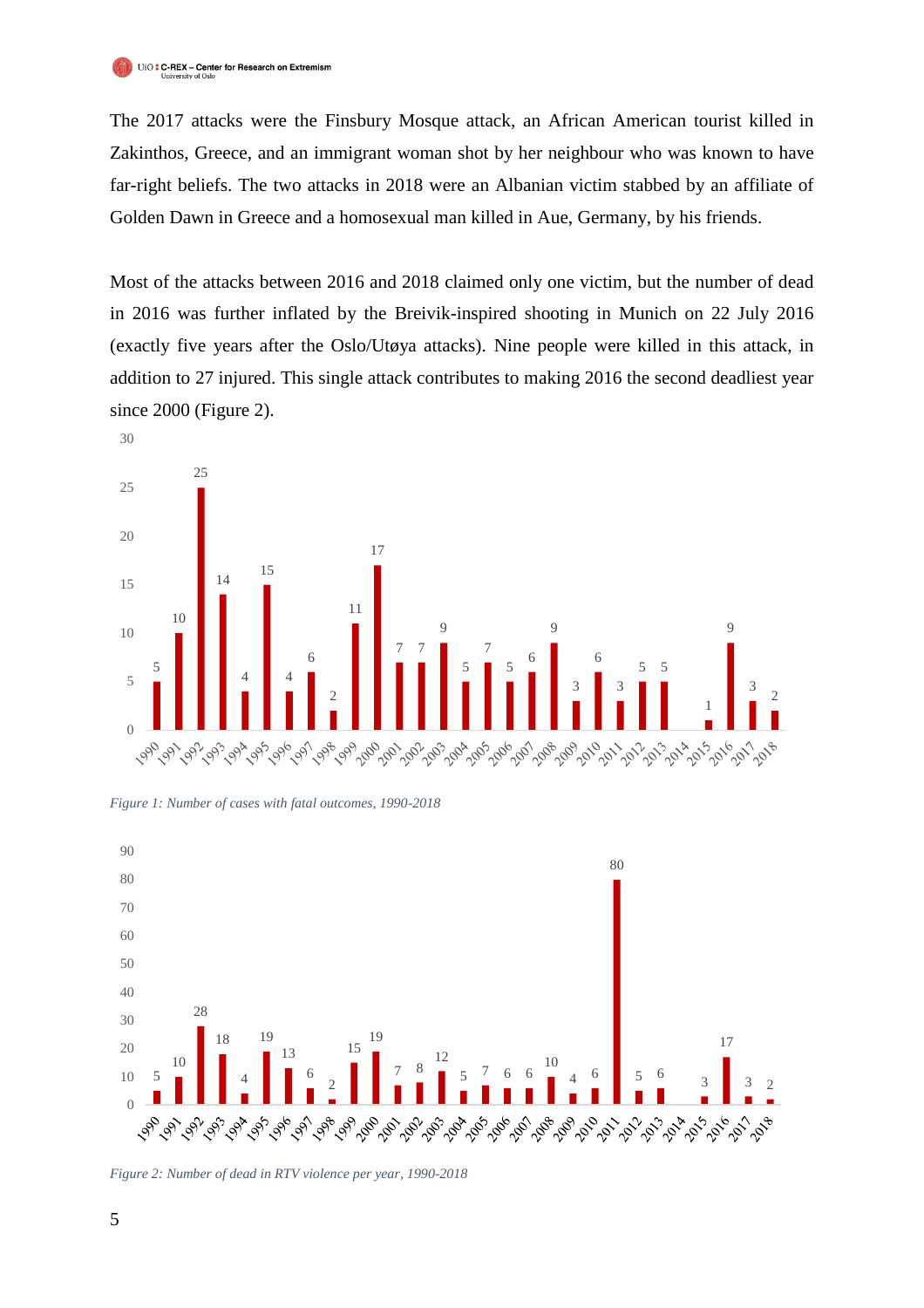The 2017 attacks were the Finsbury Mosque attack, an African American tourist killed in Zakinthos, Greece, and an immigrant woman shot by her neighbour who was known to have far-right beliefs. The two attacks in 2018 were an Albanian victim stabbed by an affiliate of Golden Dawn in Greece and a homosexual man killed in Aue, Germany, by his friends.

Most of the attacks between 2016 and 2018 claimed only one victim, but the number of dead in 2016 was further inflated by the Breivik-inspired shooting in Munich on 22 July 2016 (exactly five years after the Oslo/Utøya attacks). Nine people were killed in this attack, in addition to 27 injured. This single attack contributes to making 2016 the second deadliest year since 2000 (Figure 2).

| Year | 1990 | 1991 | 1992 | 1993 | 1994 | 1995 | 1996 | 1997 | 1998 | 1999 | 2000 | 2001 | 2002 | 2003 | 2004 | 2005 | 2006 | 2007 | 2008 | 2009 | 2010 | 2011 | 2012 | 2013 | 2014 | 2015 | 2016 | 2017 | 2018 |
|---|---|---|---|---|---|---|---|---|---|---|---|---|---|---|---|---|---|---|---|---|---|---|---|---|---|---|---|---|---|
| Cases | 5 | 10 | 25 | 14 | 4 | 15 | 4 | 6 | 2 | 11 | 17 | 7 | 7 | 9 | 5 | 7 | 5 | 6 | 9 | 3 | 6 | 3 | 5 | 5 | | 1 | 9 | 3 | 2 |

*Figure 1: Number of cases with fatal outcomes, 1990-2018*

| Year | 1990 | 1991 | 1992 | 1993 | 1994 | 1995 | 1996 | 1997 | 1998 | 1999 | 2000 | 2001 | 2002 | 2003 | 2004 | 2005 | 2006 | 2007 | 2008 | 2009 | 2010 | 2011 | 2012 | 2013 | 2014 | 2015 | 2016 | 2017 | 2018 |
|---|---|---|---|---|---|---|---|---|---|---|---|---|---|---|---|---|---|---|---|---|---|---|---|---|---|---|---|---|---|
| Dead | 5 | 10 | 28 | 18 | 4 | 19 | 13 | 6 | 2 | 15 | 19 | 7 | 8 | 12 | 5 | 7 | 6 | 6 | 10 | 4 | 6 | 80 | 5 | 6 | | 3 | 17 | 3 | 2 |

*Figure 2: Number of dead in RTV violence per year, 1990-2018*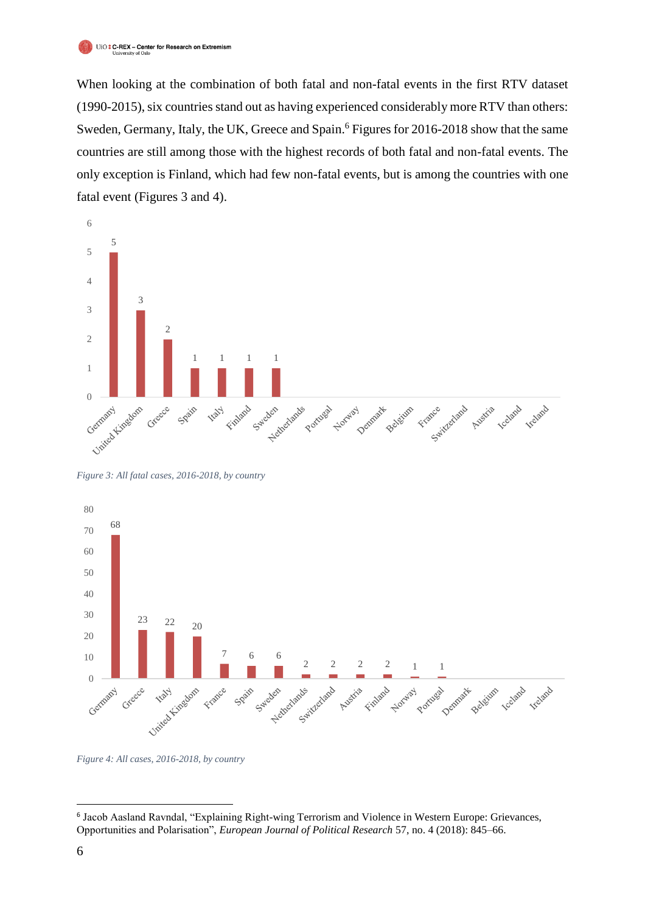When looking at the combination of both fatal and non-fatal events in the first RTV dataset (1990-2015), six countries stand out as having experienced considerably more RTV than others: Sweden, Germany, Italy, the UK, Greece and Spain.[6] Figures for 2016-2018 show that the same countries are still among those with the highest records of both fatal and non-fatal events. The only exception is Finland, which had few non-fatal events, but is among the countries with one fatal event (Figures 3 and 4).

| Country | Fatal cases |
|---|---|
| Germany | 5 |
| United Kingdom | 3 |
| Greece | 2 |
| Spain | 1 |
| Italy | 1 |
| Finland | 1 |
| Sweden | 1 |
| Netherlands | |
| Portugal | |
| Norway | |
| Denmark | |
| Belgium | |
| France | |
| Switzerland | |
| Austria | |
| Iceland | |
| Ireland | |

*Figure 3: All fatal cases, 2016-2018, by country*

| Country | All cases |
|---|---|
| Germany | 68 |
| Greece | 23 |
| Italy | 22 |
| United Kingdom | 20 |
| France | 7 |
| Spain | 6 |
| Sweden | 6 |
| Netherlands | 2 |
| Switzerland | 2 |
| Austria | 2 |
| Finland | 2 |
| Norway | 1 |
| Portugal | 1 |
| Denmark | |
| Belgium | |
| Iceland | |
| Ireland | |

*Figure 4: All cases, 2016-2018, by country*

[6] Jacob Aasland Ravndal, "Explaining Right-wing Terrorism and Violence in Western Europe: Grievances, Opportunities and Polarisation", *European Journal of Political Research* 57, no. 4 (2018): 845–66.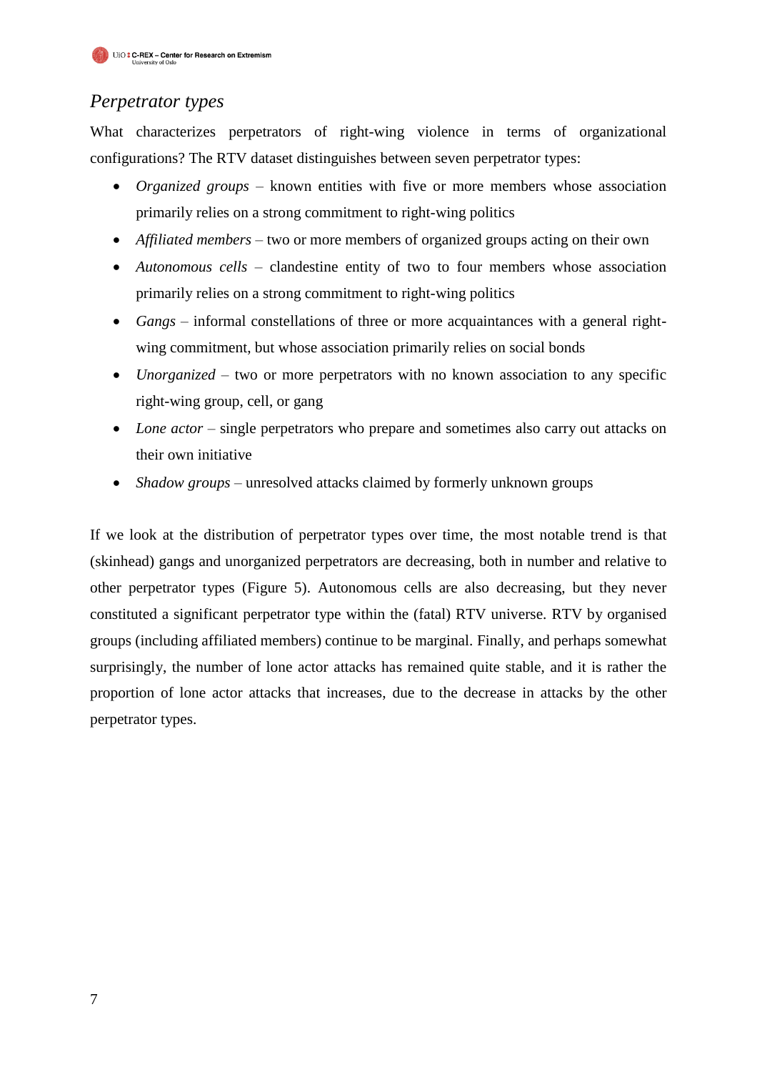## *Perpetrator types*

What characterizes perpetrators of right-wing violence in terms of organizational configurations? The RTV dataset distinguishes between seven perpetrator types:

- *Organized groups* – known entities with five or more members whose association primarily relies on a strong commitment to right-wing politics
- *Affiliated members* – two or more members of organized groups acting on their own
- *Autonomous cells* – clandestine entity of two to four members whose association primarily relies on a strong commitment to right-wing politics
- *Gangs* – informal constellations of three or more acquaintances with a general right-wing commitment, but whose association primarily relies on social bonds
- *Unorganized* – two or more perpetrators with no known association to any specific right-wing group, cell, or gang
- *Lone actor* – single perpetrators who prepare and sometimes also carry out attacks on their own initiative
- *Shadow groups* – unresolved attacks claimed by formerly unknown groups

If we look at the distribution of perpetrator types over time, the most notable trend is that (skinhead) gangs and unorganized perpetrators are decreasing, both in number and relative to other perpetrator types (Figure 5). Autonomous cells are also decreasing, but they never constituted a significant perpetrator type within the (fatal) RTV universe. RTV by organised groups (including affiliated members) continue to be marginal. Finally, and perhaps somewhat surprisingly, the number of lone actor attacks has remained quite stable, and it is rather the proportion of lone actor attacks that increases, due to the decrease in attacks by the other perpetrator types.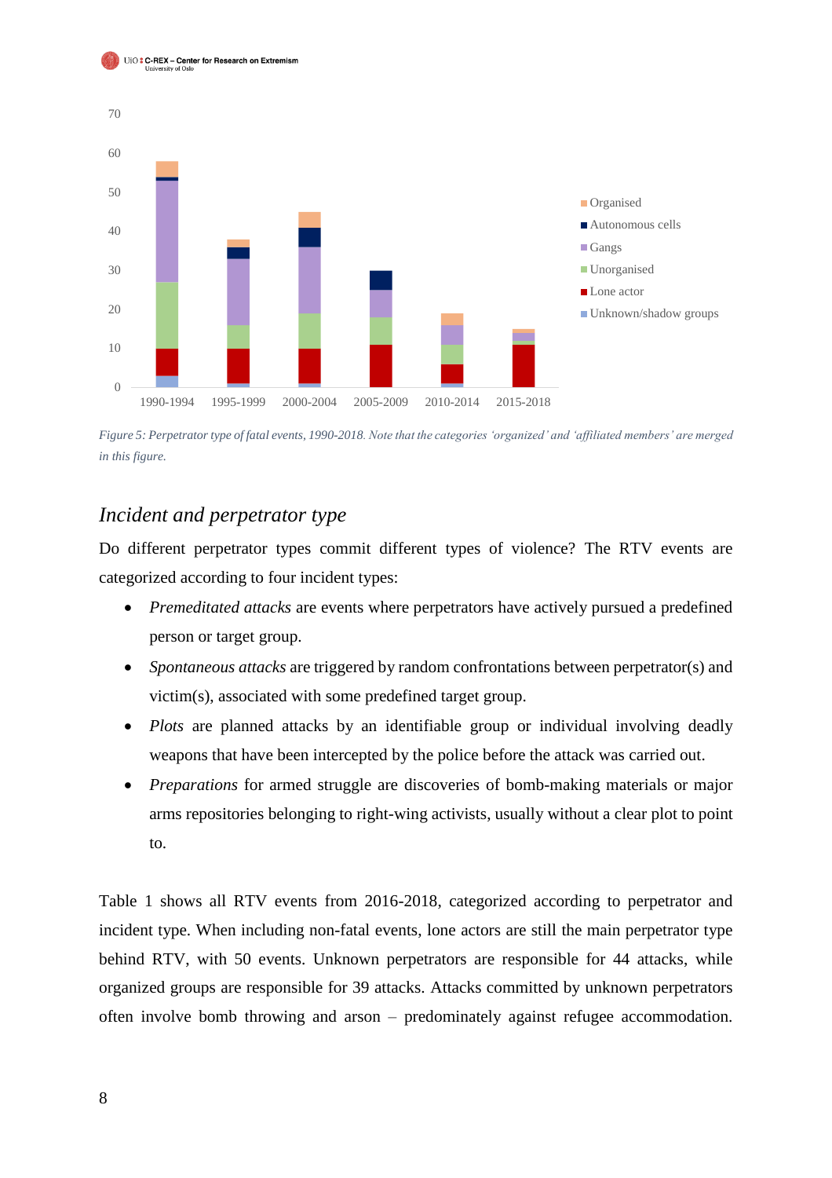*Figure 5: Perpetrator type of fatal events, 1990-2018. Note that the categories 'organized' and 'affiliated members' are merged in this figure.*

## *Incident and perpetrator type*

Do different perpetrator types commit different types of violence? The RTV events are categorized according to four incident types:

- *Premeditated attacks* are events where perpetrators have actively pursued a predefined person or target group.
- *Spontaneous attacks* are triggered by random confrontations between perpetrator(s) and victim(s), associated with some predefined target group.
- *Plots* are planned attacks by an identifiable group or individual involving deadly weapons that have been intercepted by the police before the attack was carried out.
- *Preparations* for armed struggle are discoveries of bomb-making materials or major arms repositories belonging to right-wing activists, usually without a clear plot to point to.

Table 1 shows all RTV events from 2016-2018, categorized according to perpetrator and incident type. When including non-fatal events, lone actors are still the main perpetrator type behind RTV, with 50 events. Unknown perpetrators are responsible for 44 attacks, while organized groups are responsible for 39 attacks. Attacks committed by unknown perpetrators often involve bomb throwing and arson – predominately against refugee accommodation.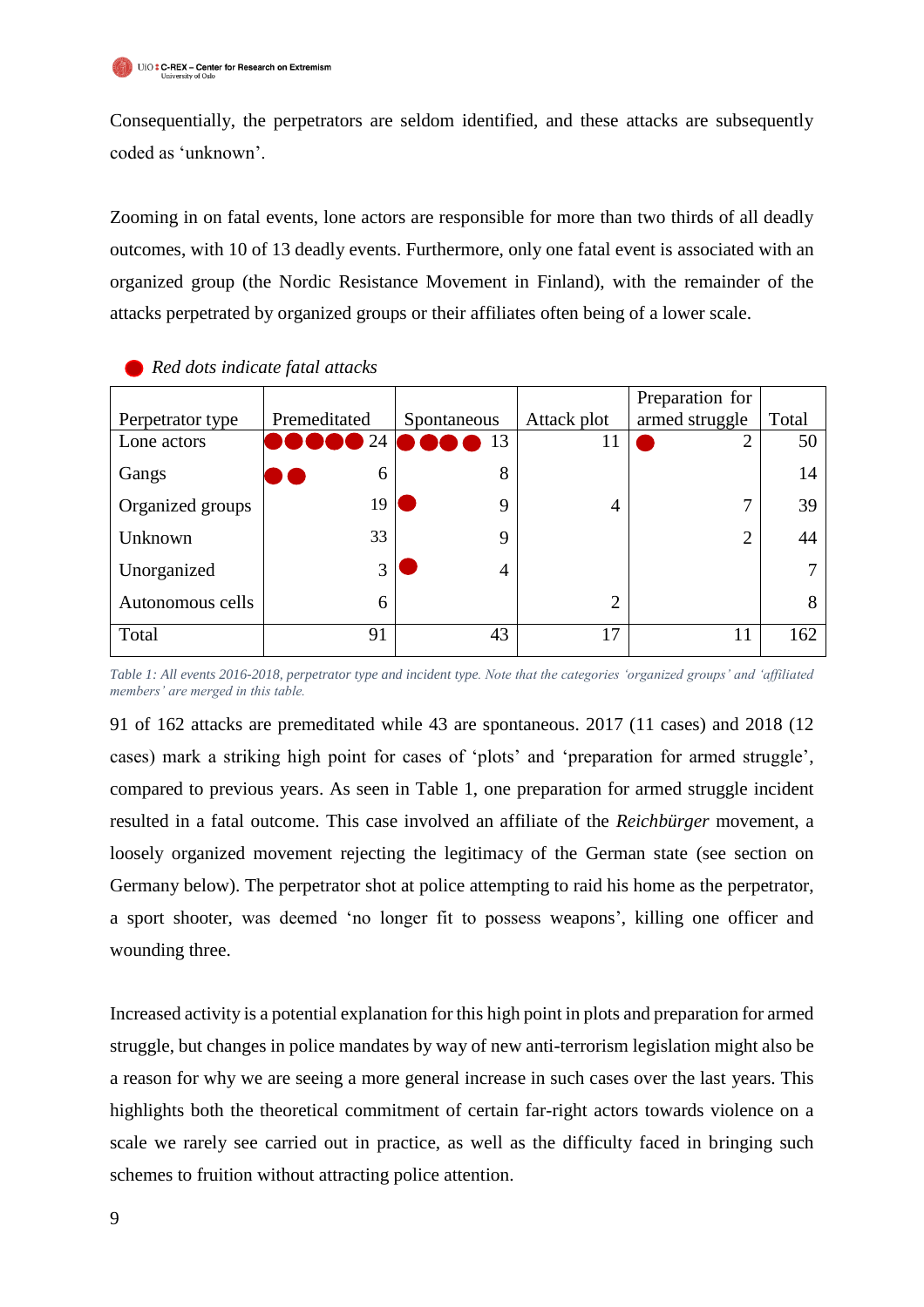Consequentially, the perpetrators are seldom identified, and these attacks are subsequently coded as 'unknown'.

Zooming in on fatal events, lone actors are responsible for more than two thirds of all deadly outcomes, with 10 of 13 deadly events. Furthermore, only one fatal event is associated with an organized group (the Nordic Resistance Movement in Finland), with the remainder of the attacks perpetrated by organized groups or their affiliates often being of a lower scale.

● *Red dots indicate fatal attacks*

| Perpetrator type | Premeditated | Spontaneous | Attack plot | Preparation for armed struggle | Total |
|---|---|---|---|---|---|
| Lone actors | ●●●●● 24 | ●●●● 13 | 11 | ● 2 | 50 |
| Gangs | ●● 6 | 8 | | | 14 |
| Organized groups | 19 | ● 9 | 4 | 7 | 39 |
| Unknown | 33 | 9 | | 2 | 44 |
| Unorganized | 3 | ● 4 | | | 7 |
| Autonomous cells | 6 | | 2 | | 8 |
| Total | 91 | 43 | 17 | 11 | 162 |

*Table 1: All events 2016-2018, perpetrator type and incident type. Note that the categories 'organized groups' and 'affiliated members' are merged in this table.*

91 of 162 attacks are premeditated while 43 are spontaneous. 2017 (11 cases) and 2018 (12 cases) mark a striking high point for cases of 'plots' and 'preparation for armed struggle', compared to previous years. As seen in Table 1, one preparation for armed struggle incident resulted in a fatal outcome. This case involved an affiliate of the *Reichbürger* movement, a loosely organized movement rejecting the legitimacy of the German state (see section on Germany below). The perpetrator shot at police attempting to raid his home as the perpetrator, a sport shooter, was deemed 'no longer fit to possess weapons', killing one officer and wounding three.

Increased activity is a potential explanation for this high point in plots and preparation for armed struggle, but changes in police mandates by way of new anti-terrorism legislation might also be a reason for why we are seeing a more general increase in such cases over the last years. This highlights both the theoretical commitment of certain far-right actors towards violence on a scale we rarely see carried out in practice, as well as the difficulty faced in bringing such schemes to fruition without attracting police attention.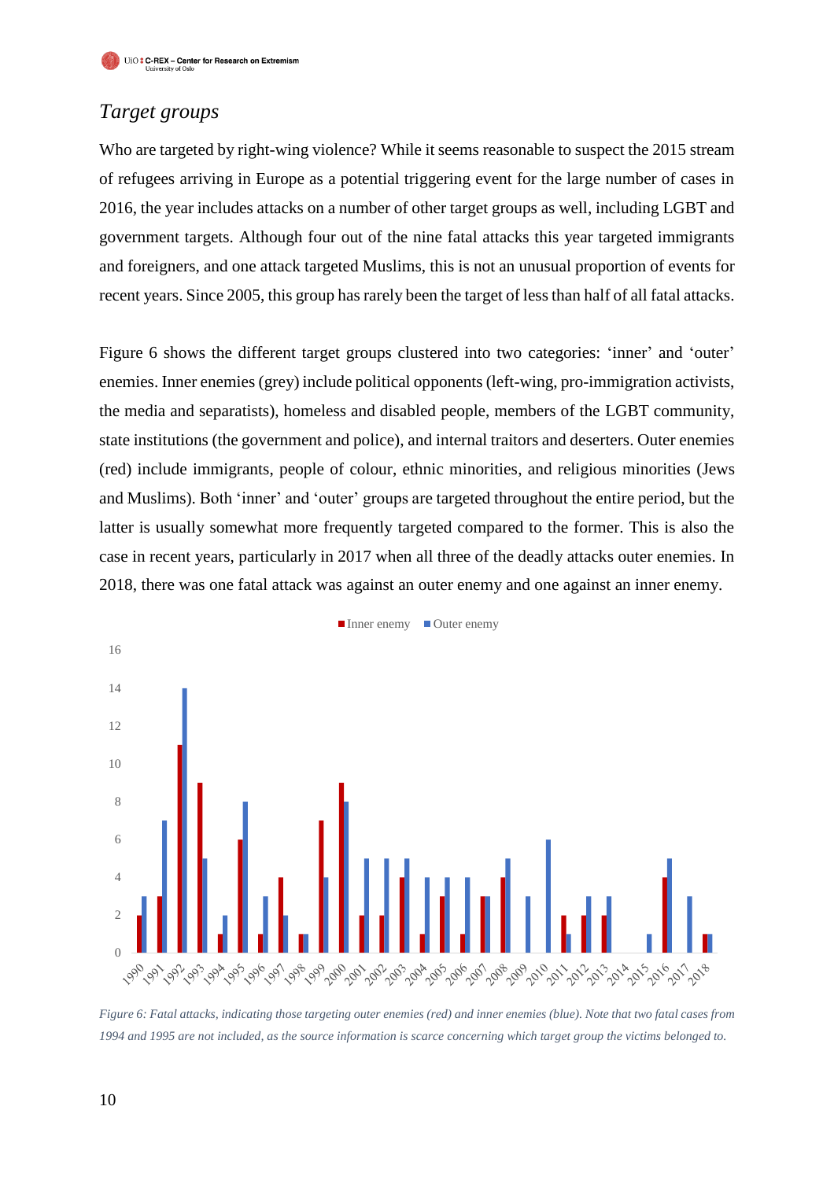## *Target groups*

Who are targeted by right-wing violence? While it seems reasonable to suspect the 2015 stream of refugees arriving in Europe as a potential triggering event for the large number of cases in 2016, the year includes attacks on a number of other target groups as well, including LGBT and government targets. Although four out of the nine fatal attacks this year targeted immigrants and foreigners, and one attack targeted Muslims, this is not an unusual proportion of events for recent years. Since 2005, this group has rarely been the target of less than half of all fatal attacks.

Figure 6 shows the different target groups clustered into two categories: 'inner' and 'outer' enemies. Inner enemies (grey) include political opponents (left-wing, pro-immigration activists, the media and separatists), homeless and disabled people, members of the LGBT community, state institutions (the government and police), and internal traitors and deserters. Outer enemies (red) include immigrants, people of colour, ethnic minorities, and religious minorities (Jews and Muslims). Both 'inner' and 'outer' groups are targeted throughout the entire period, but the latter is usually somewhat more frequently targeted compared to the former. This is also the case in recent years, particularly in 2017 when all three of the deadly attacks outer enemies. In 2018, there was one fatal attack was against an outer enemy and one against an inner enemy.

| Year | Inner enemy | Outer enemy |
|---|---|---|
| 1990 | 2 | 3 |
| 1991 | 3 | 7 |
| 1992 | 11 | 14 |
| 1993 | 9 | 5 |
| 1994 | 1 | 2 |
| 1995 | 6 | 8 |
| 1996 | 1 | 3 |
| 1997 | 4 | 2 |
| 1998 | 1 | 1 |
| 1999 | 7 | 4 |
| 2000 | 9 | 8 |
| 2001 | 2 | 5 |
| 2002 | 2 | 5 |
| 2003 | 4 | 5 |
| 2004 | 1 | 4 |
| 2005 | 3 | 4 |
| 2006 | 1 | 4 |
| 2007 | 3 | 3 |
| 2008 | 4 | 5 |
| 2009 | 0 | 3 |
| 2010 | 0 | 6 |
| 2011 | 2 | 1 |
| 2012 | 2 | 3 |
| 2013 | 2 | 3 |
| 2014 | 0 | 0 |
| 2015 | 0 | 1 |
| 2016 | 4 | 5 |
| 2017 | 0 | 3 |
| 2018 | 1 | 1 |

*Figure 6: Fatal attacks, indicating those targeting outer enemies (red) and inner enemies (blue). Note that two fatal cases from 1994 and 1995 are not included, as the source information is scarce concerning which target group the victims belonged to.*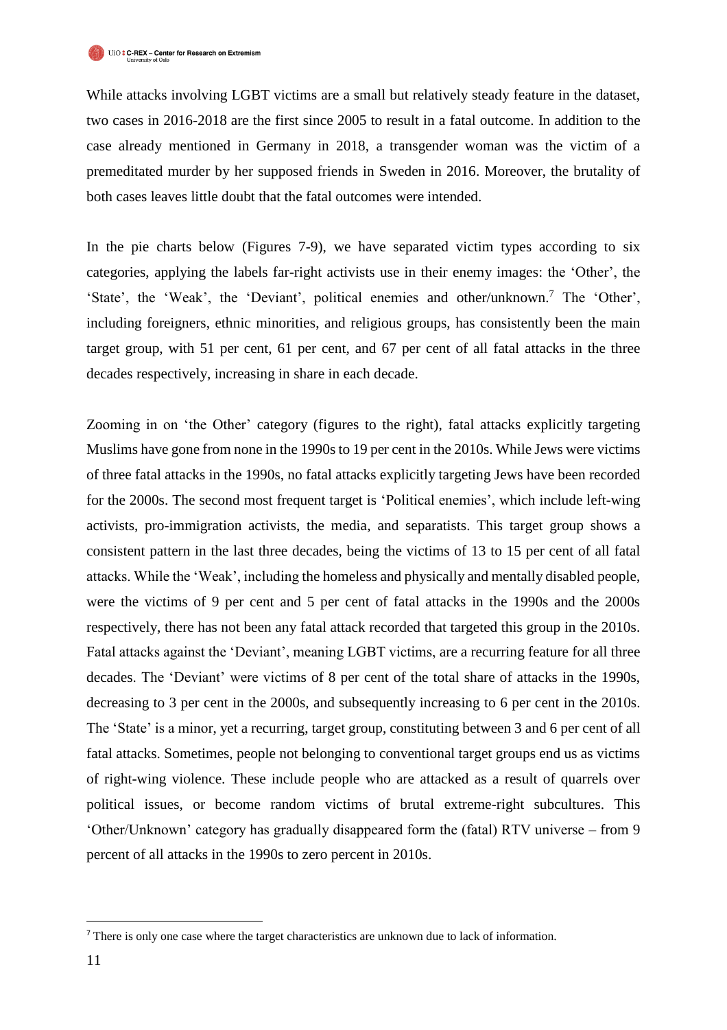While attacks involving LGBT victims are a small but relatively steady feature in the dataset, two cases in 2016-2018 are the first since 2005 to result in a fatal outcome. In addition to the case already mentioned in Germany in 2018, a transgender woman was the victim of a premeditated murder by her supposed friends in Sweden in 2016. Moreover, the brutality of both cases leaves little doubt that the fatal outcomes were intended.

In the pie charts below (Figures 7-9), we have separated victim types according to six categories, applying the labels far-right activists use in their enemy images: the 'Other', the 'State', the 'Weak', the 'Deviant', political enemies and other/unknown.[7] The 'Other', including foreigners, ethnic minorities, and religious groups, has consistently been the main target group, with 51 per cent, 61 per cent, and 67 per cent of all fatal attacks in the three decades respectively, increasing in share in each decade.

Zooming in on 'the Other' category (figures to the right), fatal attacks explicitly targeting Muslims have gone from none in the 1990s to 19 per cent in the 2010s. While Jews were victims of three fatal attacks in the 1990s, no fatal attacks explicitly targeting Jews have been recorded for the 2000s. The second most frequent target is 'Political enemies', which include left-wing activists, pro-immigration activists, the media, and separatists. This target group shows a consistent pattern in the last three decades, being the victims of 13 to 15 per cent of all fatal attacks. While the 'Weak', including the homeless and physically and mentally disabled people, were the victims of 9 per cent and 5 per cent of fatal attacks in the 1990s and the 2000s respectively, there has not been any fatal attack recorded that targeted this group in the 2010s. Fatal attacks against the 'Deviant', meaning LGBT victims, are a recurring feature for all three decades. The 'Deviant' were victims of 8 per cent of the total share of attacks in the 1990s, decreasing to 3 per cent in the 2000s, and subsequently increasing to 6 per cent in the 2010s. The 'State' is a minor, yet a recurring, target group, constituting between 3 and 6 per cent of all fatal attacks. Sometimes, people not belonging to conventional target groups end us as victims of right-wing violence. These include people who are attacked as a result of quarrels over political issues, or become random victims of brutal extreme-right subcultures. This 'Other/Unknown' category has gradually disappeared form the (fatal) RTV universe – from 9 percent of all attacks in the 1990s to zero percent in 2010s.

[7] There is only one case where the target characteristics are unknown due to lack of information.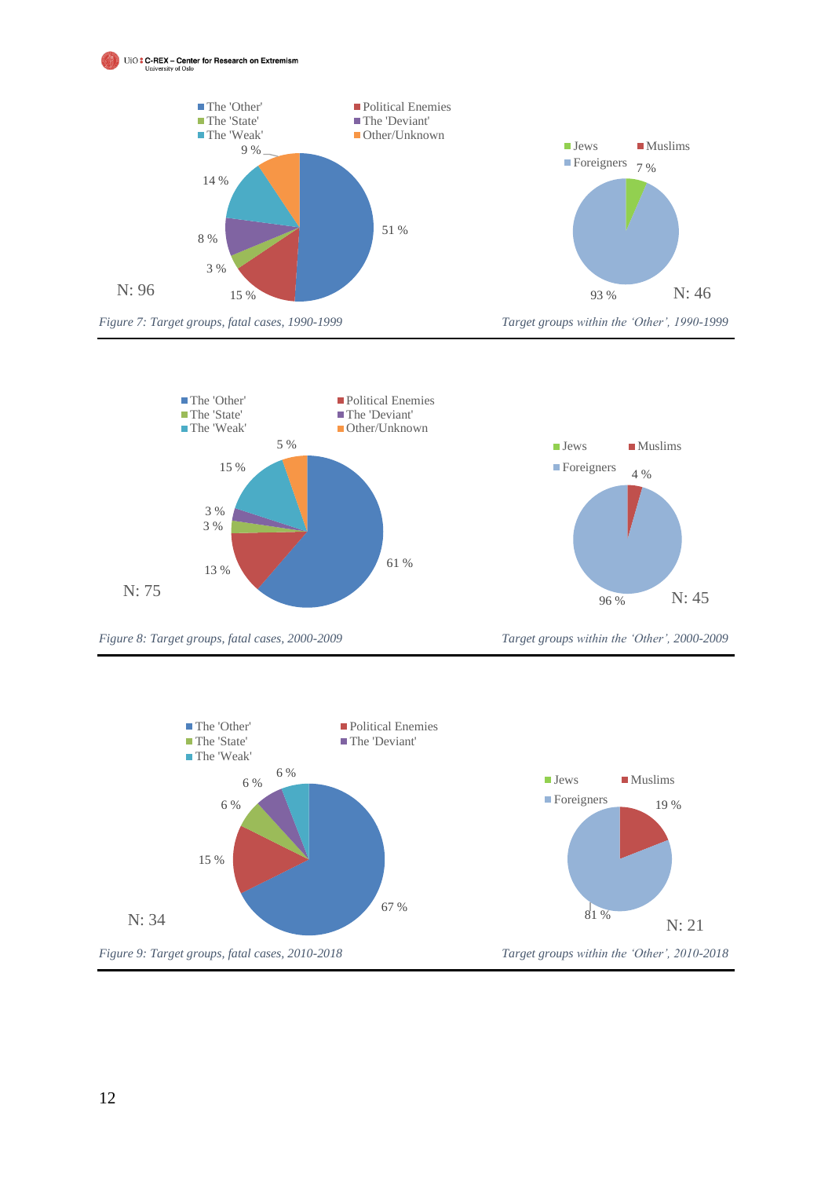The 'Other' | Political Enemies | The 'State' | The 'Deviant' | The 'Weak' | Other/Unknown

51 % | 15 % | 3 % | 8 % | 14 % | 9 %

N: 96

*Figure 7: Target groups, fatal cases, 1990-1999*

Jews | Muslims | Foreigners

7 % | 93 %

N: 46

*Target groups within the 'Other', 1990-1999*

The 'Other' | Political Enemies | The 'State' | The 'Deviant' | The 'Weak' | Other/Unknown

61 % | 13 % | 3 % | 3 % | 15 % | 5 %

N: 75

*Figure 8: Target groups, fatal cases, 2000-2009*

Jews | Muslims | Foreigners

4 % | 96 %

N: 45

*Target groups within the 'Other', 2000-2009*

The 'Other' | Political Enemies | The 'State' | The 'Deviant' | The 'Weak'

67 % | 15 % | 6 % | 6 % | 6 %

N: 34

*Figure 9: Target groups, fatal cases, 2010-2018*

Jews | Muslims | Foreigners

19 % | 81 %

N: 21

*Target groups within the 'Other', 2010-2018*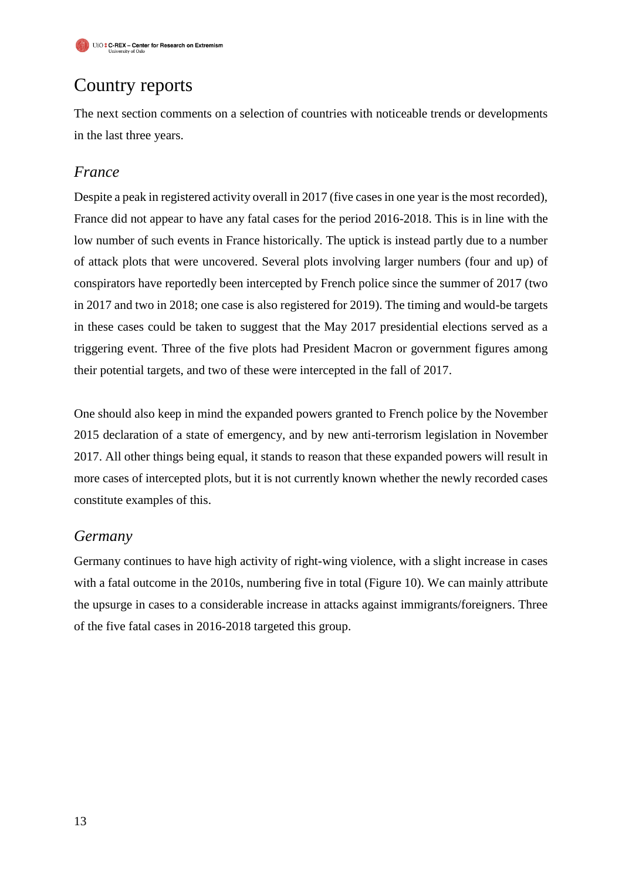# Country reports

The next section comments on a selection of countries with noticeable trends or developments in the last three years.

## *France*

Despite a peak in registered activity overall in 2017 (five cases in one year is the most recorded), France did not appear to have any fatal cases for the period 2016-2018. This is in line with the low number of such events in France historically. The uptick is instead partly due to a number of attack plots that were uncovered. Several plots involving larger numbers (four and up) of conspirators have reportedly been intercepted by French police since the summer of 2017 (two in 2017 and two in 2018; one case is also registered for 2019). The timing and would-be targets in these cases could be taken to suggest that the May 2017 presidential elections served as a triggering event. Three of the five plots had President Macron or government figures among their potential targets, and two of these were intercepted in the fall of 2017.

One should also keep in mind the expanded powers granted to French police by the November 2015 declaration of a state of emergency, and by new anti-terrorism legislation in November 2017. All other things being equal, it stands to reason that these expanded powers will result in more cases of intercepted plots, but it is not currently known whether the newly recorded cases constitute examples of this.

## *Germany*

Germany continues to have high activity of right-wing violence, with a slight increase in cases with a fatal outcome in the 2010s, numbering five in total (Figure 10). We can mainly attribute the upsurge in cases to a considerable increase in attacks against immigrants/foreigners. Three of the five fatal cases in 2016-2018 targeted this group.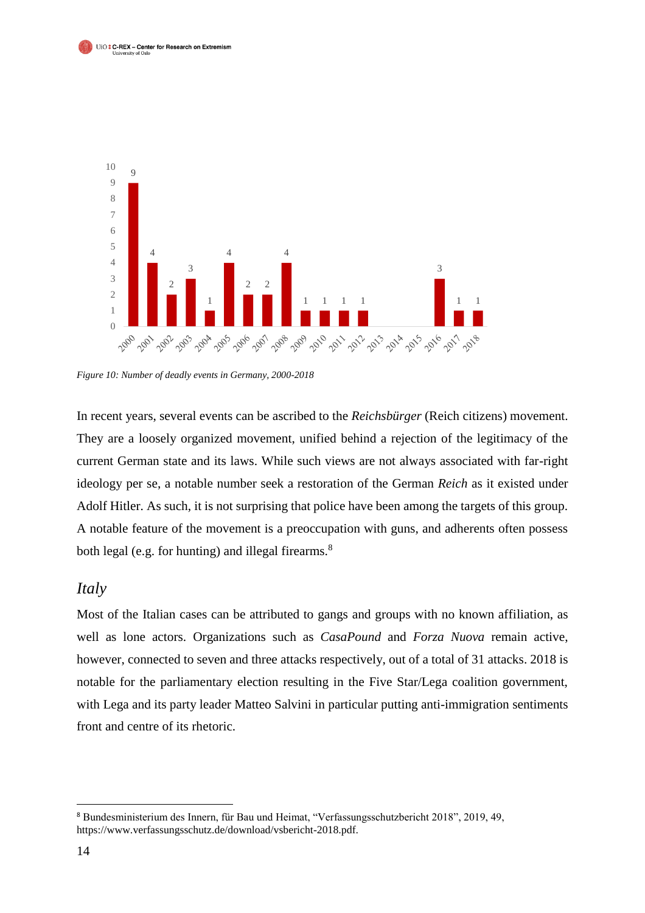*Figure 10: Number of deadly events in Germany, 2000-2018*

In recent years, several events can be ascribed to the *Reichsbürger* (Reich citizens) movement. They are a loosely organized movement, unified behind a rejection of the legitimacy of the current German state and its laws. While such views are not always associated with far-right ideology per se, a notable number seek a restoration of the German *Reich* as it existed under Adolf Hitler. As such, it is not surprising that police have been among the targets of this group. A notable feature of the movement is a preoccupation with guns, and adherents often possess both legal (e.g. for hunting) and illegal firearms.[8]

## *Italy*

Most of the Italian cases can be attributed to gangs and groups with no known affiliation, as well as lone actors. Organizations such as *CasaPound* and *Forza Nuova* remain active, however, connected to seven and three attacks respectively, out of a total of 31 attacks. 2018 is notable for the parliamentary election resulting in the Five Star/Lega coalition government, with Lega and its party leader Matteo Salvini in particular putting anti-immigration sentiments front and centre of its rhetoric.

---

[8] Bundesministerium des Innern, für Bau und Heimat, "Verfassungsschutzbericht 2018", 2019, 49, https://www.verfassungsschutz.de/download/vsbericht-2018.pdf.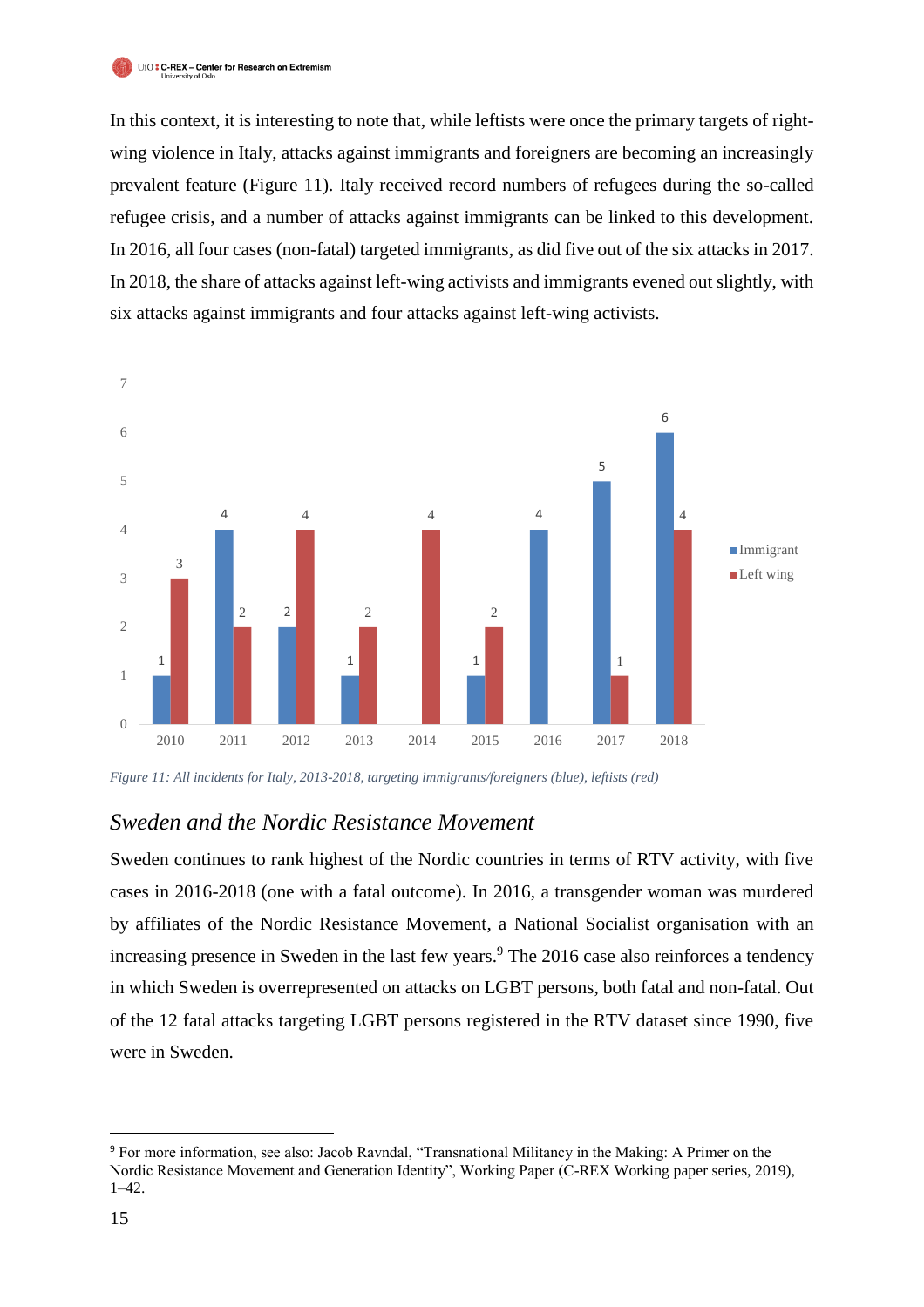In this context, it is interesting to note that, while leftists were once the primary targets of right-wing violence in Italy, attacks against immigrants and foreigners are becoming an increasingly prevalent feature (Figure 11). Italy received record numbers of refugees during the so-called refugee crisis, and a number of attacks against immigrants can be linked to this development. In 2016, all four cases (non-fatal) targeted immigrants, as did five out of the six attacks in 2017. In 2018, the share of attacks against left-wing activists and immigrants evened out slightly, with six attacks against immigrants and four attacks against left-wing activists.

| Year | Immigrant | Left wing |
|---|---|---|
| 2010 | 1 | 3 |
| 2011 | 4 | 2 |
| 2012 | 2 | 4 |
| 2013 | 1 | 2 |
| 2014 | | 4 |
| 2015 | 1 | 2 |
| 2016 | 4 | |
| 2017 | 5 | 1 |
| 2018 | 6 | 4 |

*Figure 11: All incidents for Italy, 2013-2018, targeting immigrants/foreigners (blue), leftists (red)*

## *Sweden and the Nordic Resistance Movement*

Sweden continues to rank highest of the Nordic countries in terms of RTV activity, with five cases in 2016-2018 (one with a fatal outcome). In 2016, a transgender woman was murdered by affiliates of the Nordic Resistance Movement, a National Socialist organisation with an increasing presence in Sweden in the last few years.[9] The 2016 case also reinforces a tendency in which Sweden is overrepresented on attacks on LGBT persons, both fatal and non-fatal. Out of the 12 fatal attacks targeting LGBT persons registered in the RTV dataset since 1990, five were in Sweden.

[9] For more information, see also: Jacob Ravndal, "Transnational Militancy in the Making: A Primer on the Nordic Resistance Movement and Generation Identity", Working Paper (C-REX Working paper series, 2019), 1–42.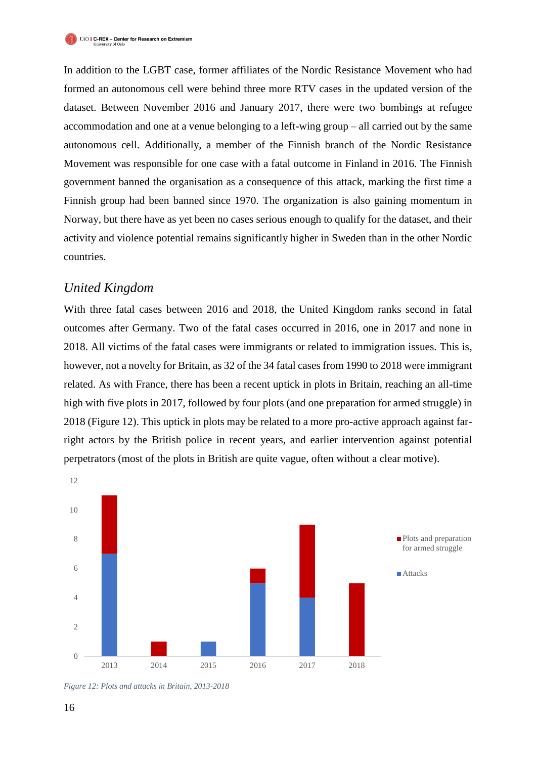In addition to the LGBT case, former affiliates of the Nordic Resistance Movement who had formed an autonomous cell were behind three more RTV cases in the updated version of the dataset. Between November 2016 and January 2017, there were two bombings at refugee accommodation and one at a venue belonging to a left-wing group – all carried out by the same autonomous cell. Additionally, a member of the Finnish branch of the Nordic Resistance Movement was responsible for one case with a fatal outcome in Finland in 2016. The Finnish government banned the organisation as a consequence of this attack, marking the first time a Finnish group had been banned since 1970. The organization is also gaining momentum in Norway, but there have as yet been no cases serious enough to qualify for the dataset, and their activity and violence potential remains significantly higher in Sweden than in the other Nordic countries.

## *United Kingdom*

With three fatal cases between 2016 and 2018, the United Kingdom ranks second in fatal outcomes after Germany. Two of the fatal cases occurred in 2016, one in 2017 and none in 2018. All victims of the fatal cases were immigrants or related to immigration issues. This is, however, not a novelty for Britain, as 32 of the 34 fatal cases from 1990 to 2018 were immigrant related. As with France, there has been a recent uptick in plots in Britain, reaching an all-time high with five plots in 2017, followed by four plots (and one preparation for armed struggle) in 2018 (Figure 12). This uptick in plots may be related to a more pro-active approach against far-right actors by the British police in recent years, and earlier intervention against potential perpetrators (most of the plots in British are quite vague, often without a clear motive).

| Year | Attacks | Plots and preparation for armed struggle |
|---|---|---|
| 2013 | 7 | 4 |
| 2014 | 0 | 1 |
| 2015 | 1 | 0 |
| 2016 | 5 | 1 |
| 2017 | 4 | 5 |
| 2018 | 0 | 5 |

*Figure 12: Plots and attacks in Britain, 2013-2018*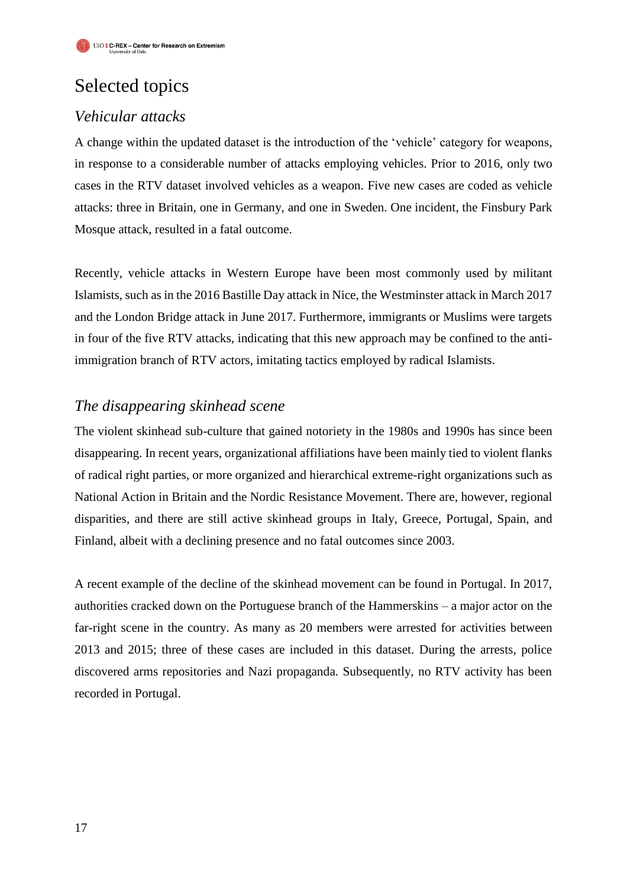# Selected topics

## *Vehicular attacks*

A change within the updated dataset is the introduction of the 'vehicle' category for weapons, in response to a considerable number of attacks employing vehicles. Prior to 2016, only two cases in the RTV dataset involved vehicles as a weapon. Five new cases are coded as vehicle attacks: three in Britain, one in Germany, and one in Sweden. One incident, the Finsbury Park Mosque attack, resulted in a fatal outcome.

Recently, vehicle attacks in Western Europe have been most commonly used by militant Islamists, such as in the 2016 Bastille Day attack in Nice, the Westminster attack in March 2017 and the London Bridge attack in June 2017. Furthermore, immigrants or Muslims were targets in four of the five RTV attacks, indicating that this new approach may be confined to the anti-immigration branch of RTV actors, imitating tactics employed by radical Islamists.

## *The disappearing skinhead scene*

The violent skinhead sub-culture that gained notoriety in the 1980s and 1990s has since been disappearing. In recent years, organizational affiliations have been mainly tied to violent flanks of radical right parties, or more organized and hierarchical extreme-right organizations such as National Action in Britain and the Nordic Resistance Movement. There are, however, regional disparities, and there are still active skinhead groups in Italy, Greece, Portugal, Spain, and Finland, albeit with a declining presence and no fatal outcomes since 2003.

A recent example of the decline of the skinhead movement can be found in Portugal. In 2017, authorities cracked down on the Portuguese branch of the Hammerskins – a major actor on the far-right scene in the country. As many as 20 members were arrested for activities between 2013 and 2015; three of these cases are included in this dataset. During the arrests, police discovered arms repositories and Nazi propaganda. Subsequently, no RTV activity has been recorded in Portugal.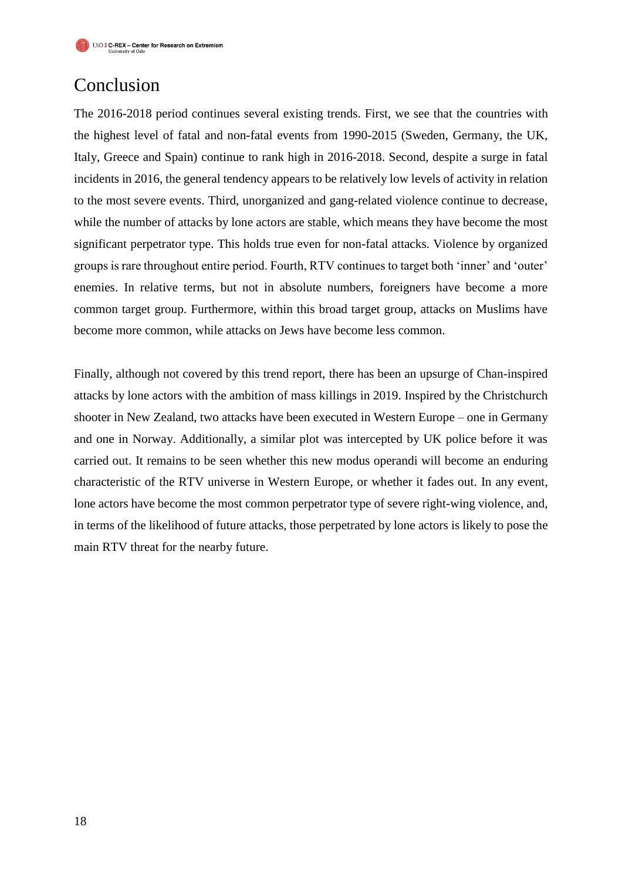# Conclusion

The 2016-2018 period continues several existing trends. First, we see that the countries with the highest level of fatal and non-fatal events from 1990-2015 (Sweden, Germany, the UK, Italy, Greece and Spain) continue to rank high in 2016-2018. Second, despite a surge in fatal incidents in 2016, the general tendency appears to be relatively low levels of activity in relation to the most severe events. Third, unorganized and gang-related violence continue to decrease, while the number of attacks by lone actors are stable, which means they have become the most significant perpetrator type. This holds true even for non-fatal attacks. Violence by organized groups is rare throughout entire period. Fourth, RTV continues to target both 'inner' and 'outer' enemies. In relative terms, but not in absolute numbers, foreigners have become a more common target group. Furthermore, within this broad target group, attacks on Muslims have become more common, while attacks on Jews have become less common.

Finally, although not covered by this trend report, there has been an upsurge of Chan-inspired attacks by lone actors with the ambition of mass killings in 2019. Inspired by the Christchurch shooter in New Zealand, two attacks have been executed in Western Europe – one in Germany and one in Norway. Additionally, a similar plot was intercepted by UK police before it was carried out. It remains to be seen whether this new modus operandi will become an enduring characteristic of the RTV universe in Western Europe, or whether it fades out. In any event, lone actors have become the most common perpetrator type of severe right-wing violence, and, in terms of the likelihood of future attacks, those perpetrated by lone actors is likely to pose the main RTV threat for the nearby future.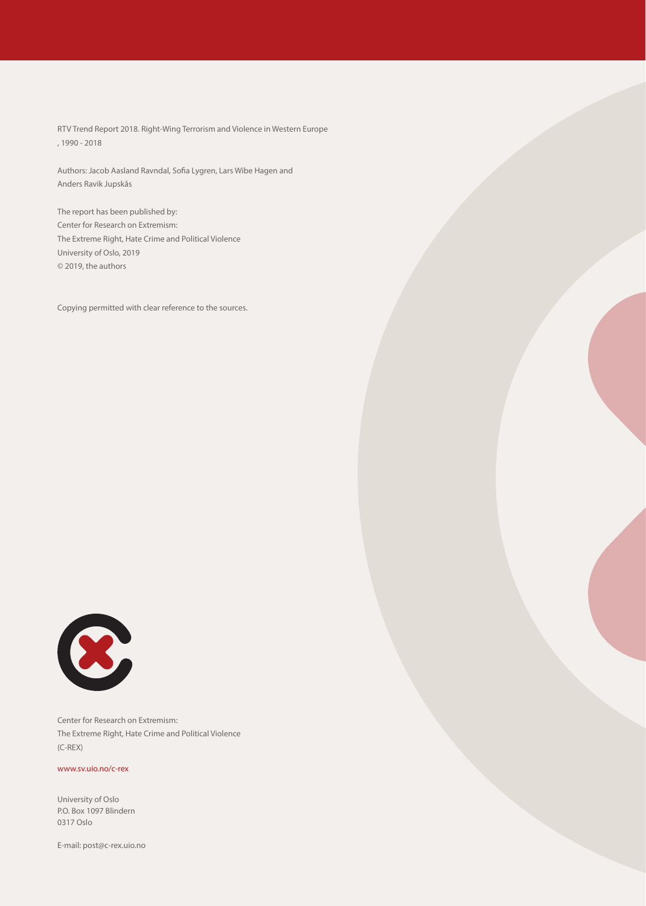RTV Trend Report 2018. Right-Wing Terrorism and Violence in Western Europe
, 1990 - 2018

Authors: Jacob Aasland Ravndal, Sofia Lygren, Lars Wibe Hagen and
Anders Ravik Jupskås

The report has been published by:
Center for Research on Extremism:
The Extreme Right, Hate Crime and Political Violence
University of Oslo, 2019
© 2019, the authors

Copying permitted with clear reference to the sources.

Center for Research on Extremism:
The Extreme Right, Hate Crime and Political Violence
(C-REX)

www.sv.uio.no/c-rex

University of Oslo
P.O. Box 1097 Blindern
0317 Oslo

E-mail: post@c-rex.uio.no